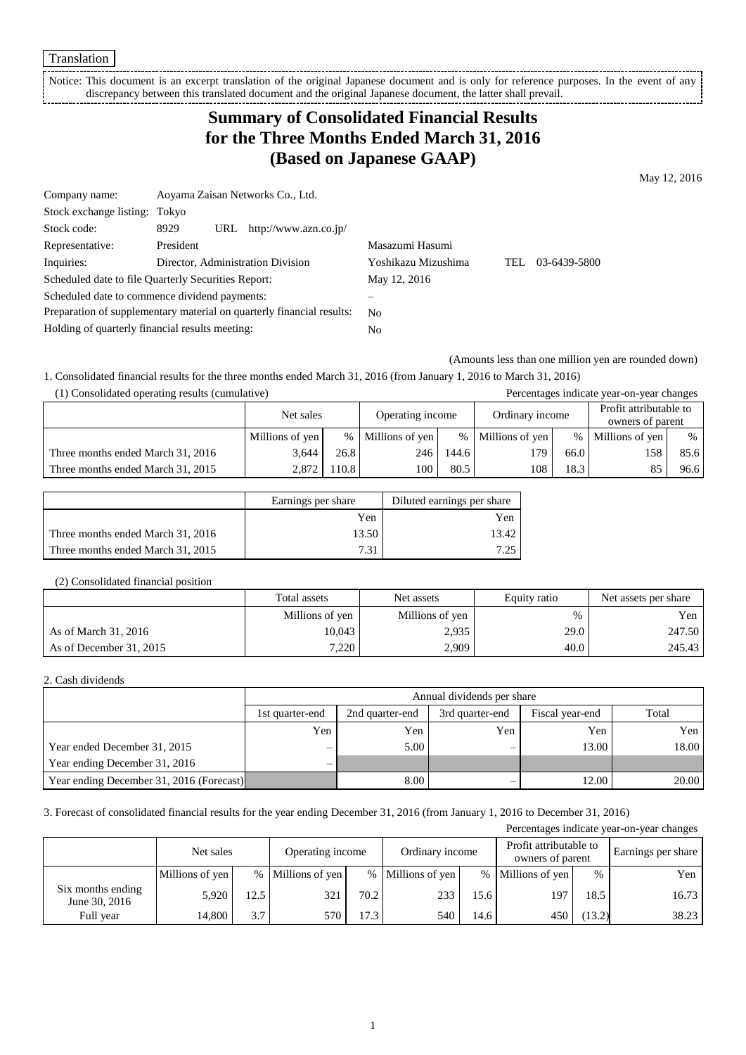Translation

Notice: This document is an excerpt translation of the original Japanese document and is only for reference purposes. In the event of any discrepancy between this translated document and the original Japanese document, the latter shall prevail.

# Summary of Consolidated Financial Results for the Three Months Ended March 31, 2016 (Based on Japanese GAAP)

May 12, 2016

| | | | |
|---|---|---|---|
| Company name: | Aoyama Zaisan Networks Co., Ltd. | | |
| Stock exchange listing: | Tokyo | | |
| Stock code: | 8929 URL http://www.azn.co.jp/ | | |
| Representative: | President | Masazumi Hasumi | |
| Inquiries: | Director, Administration Division | Yoshikazu Mizushima | TEL 03-6439-5800 |
| Scheduled date to file Quarterly Securities Report: | | May 12, 2016 | |
| Scheduled date to commence dividend payments: | | – | |
| Preparation of supplementary material on quarterly financial results: | | No | |
| Holding of quarterly financial results meeting: | | No | |

(Amounts less than one million yen are rounded down)

1. Consolidated financial results for the three months ended March 31, 2016 (from January 1, 2016 to March 31, 2016)

(1) Consolidated operating results (cumulative)

Percentages indicate year-on-year changes

| | Net sales | | Operating income | | Ordinary income | | Profit attributable to owners of parent | |
|---|---|---|---|---|---|---|---|---|
| | Millions of yen | % | Millions of yen | % | Millions of yen | % | Millions of yen | % |
| Three months ended March 31, 2016 | 3,644 | 26.8 | 246 | 144.6 | 179 | 66.0 | 158 | 85.6 |
| Three months ended March 31, 2015 | 2,872 | 110.8 | 100 | 80.5 | 108 | 18.3 | 85 | 96.6 |

| | Earnings per share | Diluted earnings per share |
|---|---|---|
| | Yen | Yen |
| Three months ended March 31, 2016 | 13.50 | 13.42 |
| Three months ended March 31, 2015 | 7.31 | 7.25 |

(2) Consolidated financial position

| | Total assets | Net assets | Equity ratio | Net assets per share |
|---|---|---|---|---|
| | Millions of yen | Millions of yen | % | Yen |
| As of March 31, 2016 | 10,043 | 2,935 | 29.0 | 247.50 |
| As of December 31, 2015 | 7,220 | 2,909 | 40.0 | 245.43 |

2. Cash dividends

| | Annual dividends per share | | | | |
|---|---|---|---|---|---|
| | 1st quarter-end | 2nd quarter-end | 3rd quarter-end | Fiscal year-end | Total |
| | Yen | Yen | Yen | Yen | Yen |
| Year ended December 31, 2015 | – | 5.00 | – | 13.00 | 18.00 |
| Year ending December 31, 2016 | – | | | | |
| Year ending December 31, 2016 (Forecast) | | 8.00 | – | 12.00 | 20.00 |

3. Forecast of consolidated financial results for the year ending December 31, 2016 (from January 1, 2016 to December 31, 2016)

Percentages indicate year-on-year changes

| | Net sales | | Operating income | | Ordinary income | | Profit attributable to owners of parent | | Earnings per share |
|---|---|---|---|---|---|---|---|---|---|
| | Millions of yen | % | Millions of yen | % | Millions of yen | % | Millions of yen | % | Yen |
| Six months ending June 30, 2016 | 5,920 | 12.5 | 321 | 70.2 | 233 | 15.6 | 197 | 18.5 | 16.73 |
| Full year | 14,800 | 3.7 | 570 | 17.3 | 540 | 14.6 | 450 | (13.2) | 38.23 |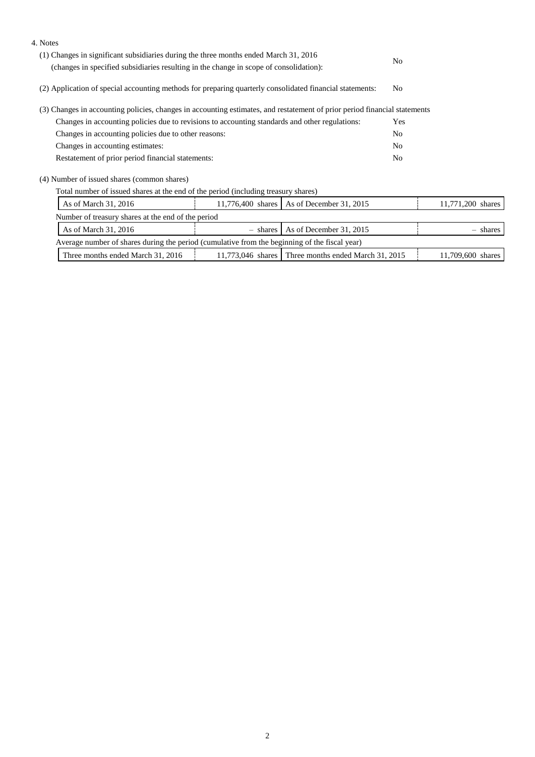4. Notes

(1) Changes in significant subsidiaries during the three months ended March 31, 2016 (changes in specified subsidiaries resulting in the change in scope of consolidation): No

(2) Application of special accounting methods for preparing quarterly consolidated financial statements: No

(3) Changes in accounting policies, changes in accounting estimates, and restatement of prior period financial statements

| | |
|---|---|
| Changes in accounting policies due to revisions to accounting standards and other regulations: | Yes |
| Changes in accounting policies due to other reasons: | No |
| Changes in accounting estimates: | No |
| Restatement of prior period financial statements: | No |

(4) Number of issued shares (common shares)

Total number of issued shares at the end of the period (including treasury shares)

| | | | |
|---|---|---|---|
| As of March 31, 2016 | 11,776,400 shares | As of December 31, 2015 | 11,771,200 shares |

Number of treasury shares at the end of the period

| | | | |
|---|---|---|---|
| As of March 31, 2016 | – shares | As of December 31, 2015 | – shares |

Average number of shares during the period (cumulative from the beginning of the fiscal year)

| | | | |
|---|---|---|---|
| Three months ended March 31, 2016 | 11,773,046 shares | Three months ended March 31, 2015 | 11,709,600 shares |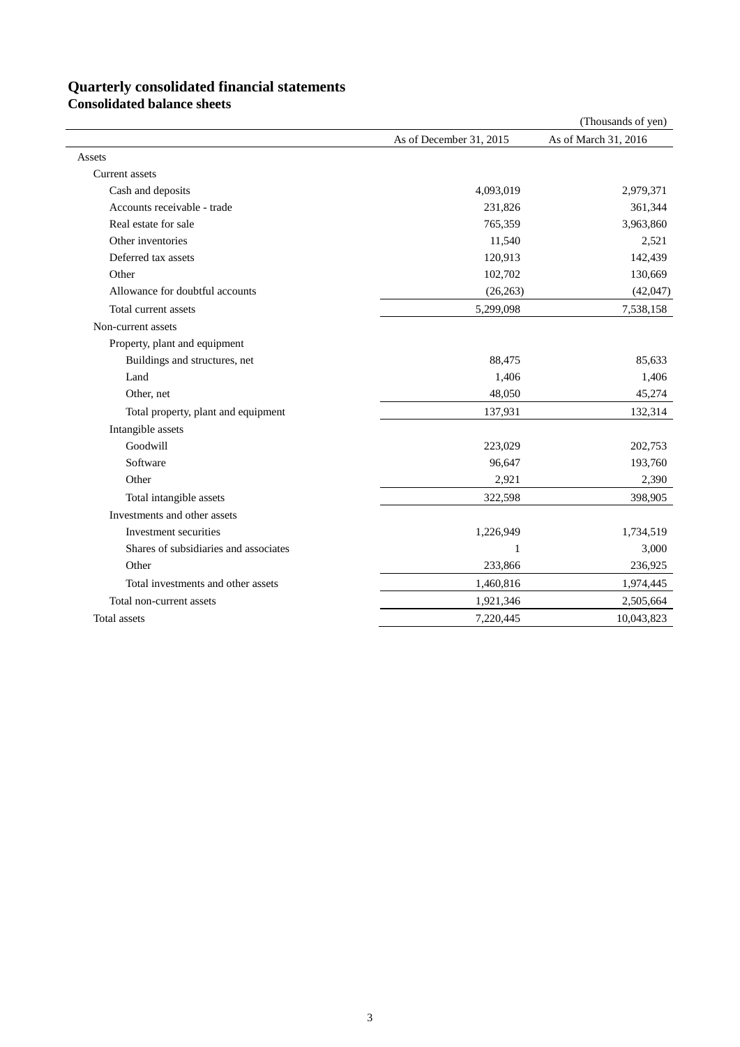# Quarterly consolidated financial statements

## Consolidated balance sheets

(Thousands of yen)

| | As of December 31, 2015 | As of March 31, 2016 |
|---|---|---|
| Assets | | |
| Current assets | | |
| Cash and deposits | 4,093,019 | 2,979,371 |
| Accounts receivable - trade | 231,826 | 361,344 |
| Real estate for sale | 765,359 | 3,963,860 |
| Other inventories | 11,540 | 2,521 |
| Deferred tax assets | 120,913 | 142,439 |
| Other | 102,702 | 130,669 |
| Allowance for doubtful accounts | (26,263) | (42,047) |
| Total current assets | 5,299,098 | 7,538,158 |
| Non-current assets | | |
| Property, plant and equipment | | |
| Buildings and structures, net | 88,475 | 85,633 |
| Land | 1,406 | 1,406 |
| Other, net | 48,050 | 45,274 |
| Total property, plant and equipment | 137,931 | 132,314 |
| Intangible assets | | |
| Goodwill | 223,029 | 202,753 |
| Software | 96,647 | 193,760 |
| Other | 2,921 | 2,390 |
| Total intangible assets | 322,598 | 398,905 |
| Investments and other assets | | |
| Investment securities | 1,226,949 | 1,734,519 |
| Shares of subsidiaries and associates | 1 | 3,000 |
| Other | 233,866 | 236,925 |
| Total investments and other assets | 1,460,816 | 1,974,445 |
| Total non-current assets | 1,921,346 | 2,505,664 |
| Total assets | 7,220,445 | 10,043,823 |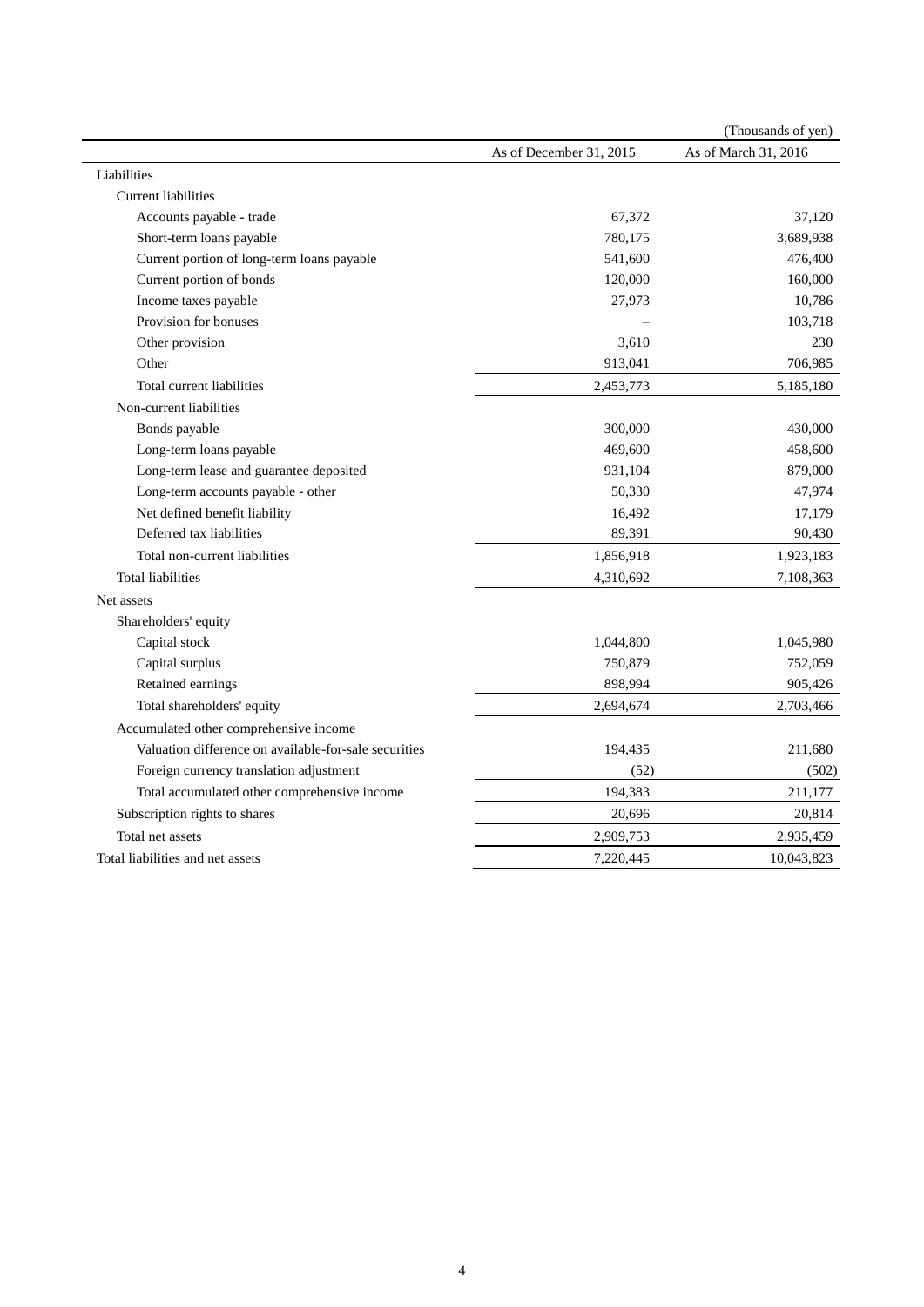(Thousands of yen)

| | As of December 31, 2015 | As of March 31, 2016 |
|---|---|---|
| Liabilities | | |
| Current liabilities | | |
| Accounts payable - trade | 67,372 | 37,120 |
| Short-term loans payable | 780,175 | 3,689,938 |
| Current portion of long-term loans payable | 541,600 | 476,400 |
| Current portion of bonds | 120,000 | 160,000 |
| Income taxes payable | 27,973 | 10,786 |
| Provision for bonuses | – | 103,718 |
| Other provision | 3,610 | 230 |
| Other | 913,041 | 706,985 |
| Total current liabilities | 2,453,773 | 5,185,180 |
| Non-current liabilities | | |
| Bonds payable | 300,000 | 430,000 |
| Long-term loans payable | 469,600 | 458,600 |
| Long-term lease and guarantee deposited | 931,104 | 879,000 |
| Long-term accounts payable - other | 50,330 | 47,974 |
| Net defined benefit liability | 16,492 | 17,179 |
| Deferred tax liabilities | 89,391 | 90,430 |
| Total non-current liabilities | 1,856,918 | 1,923,183 |
| Total liabilities | 4,310,692 | 7,108,363 |
| Net assets | | |
| Shareholders' equity | | |
| Capital stock | 1,044,800 | 1,045,980 |
| Capital surplus | 750,879 | 752,059 |
| Retained earnings | 898,994 | 905,426 |
| Total shareholders' equity | 2,694,674 | 2,703,466 |
| Accumulated other comprehensive income | | |
| Valuation difference on available-for-sale securities | 194,435 | 211,680 |
| Foreign currency translation adjustment | (52) | (502) |
| Total accumulated other comprehensive income | 194,383 | 211,177 |
| Subscription rights to shares | 20,696 | 20,814 |
| Total net assets | 2,909,753 | 2,935,459 |
| Total liabilities and net assets | 7,220,445 | 10,043,823 |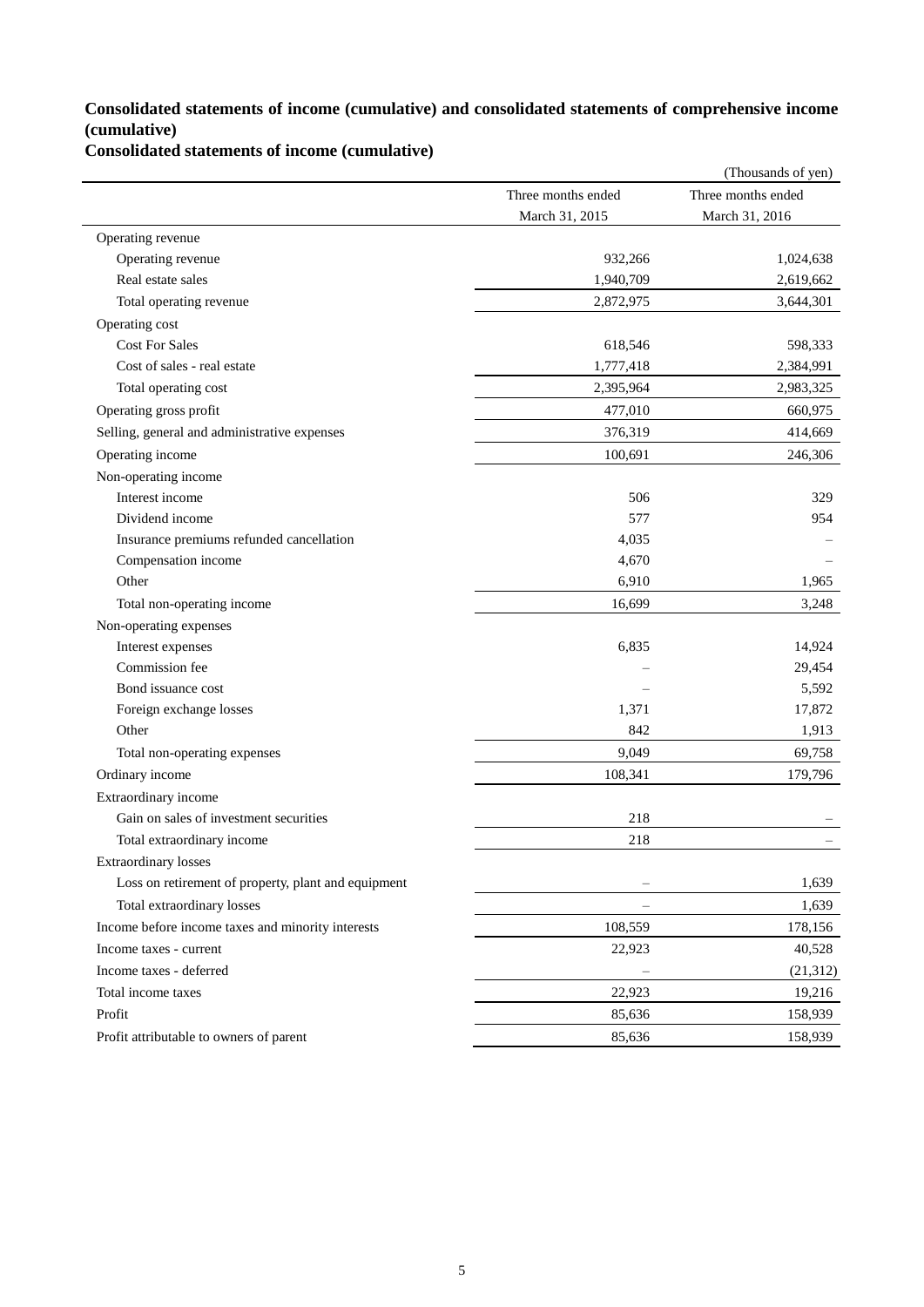### Consolidated statements of income (cumulative) and consolidated statements of comprehensive income (cumulative)

### Consolidated statements of income (cumulative)

(Thousands of yen)

| | Three months ended March 31, 2015 | Three months ended March 31, 2016 |
|---|---|---|
| Operating revenue | | |
| Operating revenue | 932,266 | 1,024,638 |
| Real estate sales | 1,940,709 | 2,619,662 |
| Total operating revenue | 2,872,975 | 3,644,301 |
| Operating cost | | |
| Cost For Sales | 618,546 | 598,333 |
| Cost of sales - real estate | 1,777,418 | 2,384,991 |
| Total operating cost | 2,395,964 | 2,983,325 |
| Operating gross profit | 477,010 | 660,975 |
| Selling, general and administrative expenses | 376,319 | 414,669 |
| Operating income | 100,691 | 246,306 |
| Non-operating income | | |
| Interest income | 506 | 329 |
| Dividend income | 577 | 954 |
| Insurance premiums refunded cancellation | 4,035 | – |
| Compensation income | 4,670 | – |
| Other | 6,910 | 1,965 |
| Total non-operating income | 16,699 | 3,248 |
| Non-operating expenses | | |
| Interest expenses | 6,835 | 14,924 |
| Commission fee | – | 29,454 |
| Bond issuance cost | – | 5,592 |
| Foreign exchange losses | 1,371 | 17,872 |
| Other | 842 | 1,913 |
| Total non-operating expenses | 9,049 | 69,758 |
| Ordinary income | 108,341 | 179,796 |
| Extraordinary income | | |
| Gain on sales of investment securities | 218 | – |
| Total extraordinary income | 218 | – |
| Extraordinary losses | | |
| Loss on retirement of property, plant and equipment | – | 1,639 |
| Total extraordinary losses | – | 1,639 |
| Income before income taxes and minority interests | 108,559 | 178,156 |
| Income taxes - current | 22,923 | 40,528 |
| Income taxes - deferred | – | (21,312) |
| Total income taxes | 22,923 | 19,216 |
| Profit | 85,636 | 158,939 |
| Profit attributable to owners of parent | 85,636 | 158,939 |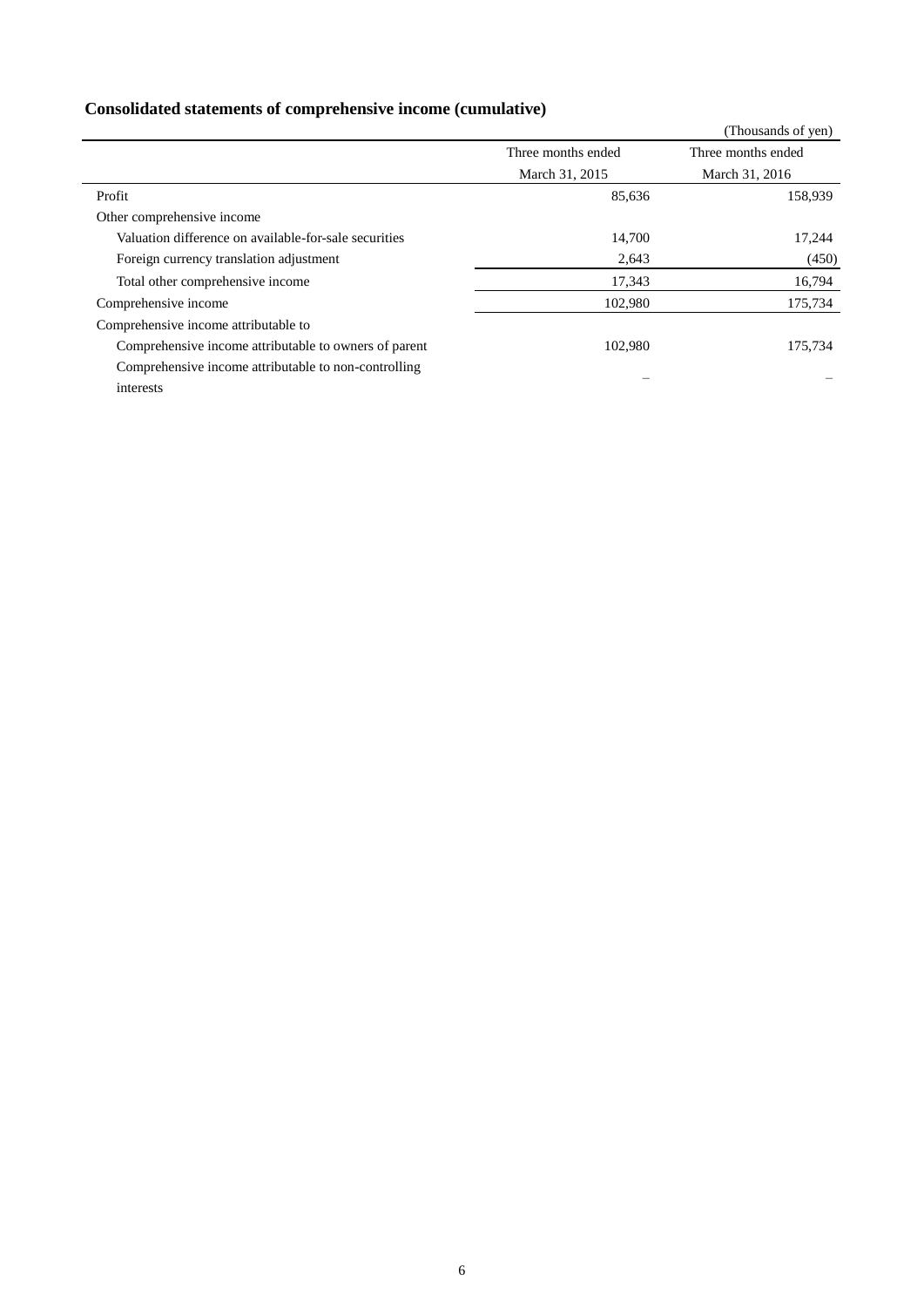## Consolidated statements of comprehensive income (cumulative)

(Thousands of yen)

| | Three months ended March 31, 2015 | Three months ended March 31, 2016 |
|---|---|---|
| Profit | 85,636 | 158,939 |
| Other comprehensive income | | |
| Valuation difference on available-for-sale securities | 14,700 | 17,244 |
| Foreign currency translation adjustment | 2,643 | (450) |
| Total other comprehensive income | 17,343 | 16,794 |
| Comprehensive income | 102,980 | 175,734 |
| Comprehensive income attributable to | | |
| Comprehensive income attributable to owners of parent | 102,980 | 175,734 |
| Comprehensive income attributable to non-controlling interests | – | – |